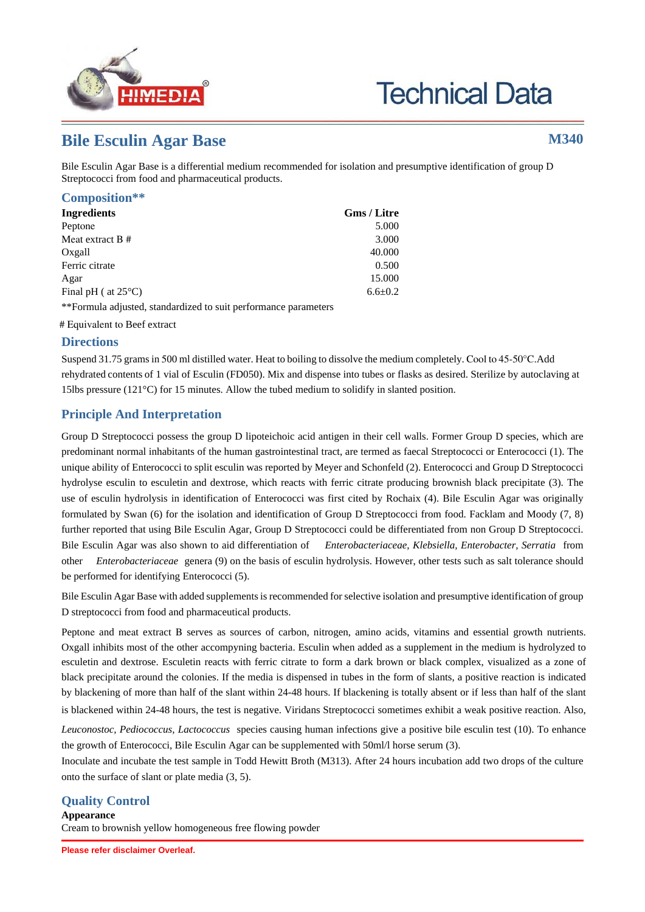# Bile Esculin Agar Base

**M340**

Bile Esculin Agar Base is a differential medium recommended for isolation and presumptive identification of group D Streptococci from food and pharmaceutical products.

## Composition**

| Ingredients | Gms / Litre |
|---|---|
| Peptone | 5.000 |
| Meat extract B # | 3.000 |
| Oxgall | 40.000 |
| Ferric citrate | 0.500 |
| Agar | 15.000 |
| Final pH ( at 25°C) | 6.6±0.2 |

**Formula adjusted, standardized to suit performance parameters

# Equivalent to Beef extract

## Directions

Suspend 31.75 grams in 500 ml distilled water. Heat to boiling to dissolve the medium completely. Cool to 45-50°C.Add rehydrated contents of 1 vial of Esculin (FD050). Mix and dispense into tubes or flasks as desired. Sterilize by autoclaving at 15lbs pressure (121°C) for 15 minutes. Allow the tubed medium to solidify in slanted position.

## Principle And Interpretation

Group D Streptococci possess the group D lipoteichoic acid antigen in their cell walls. Former Group D species, which are predominant normal inhabitants of the human gastrointestinal tract, are termed as faecal Streptococci or Enterococci (1). The unique ability of Enterococci to split esculin was reported by Meyer and Schonfeld (2). Enterococci and Group D Streptococci hydrolyse esculin to esculetin and dextrose, which reacts with ferric citrate producing brownish black precipitate (3). The use of esculin hydrolysis in identification of Enterococci was first cited by Rochaix (4). Bile Esculin Agar was originally formulated by Swan (6) for the isolation and identification of Group D Streptococci from food. Facklam and Moody (7, 8) further reported that using Bile Esculin Agar, Group D Streptococci could be differentiated from non Group D Streptococci. Bile Esculin Agar was also shown to aid differentiation of *Enterobacteriaceae, Klebsiella, Enterobacter, Serratia* from other *Enterobacteriaceae* genera (9) on the basis of esculin hydrolysis. However, other tests such as salt tolerance should be performed for identifying Enterococci (5).

Bile Esculin Agar Base with added supplements is recommended for selective isolation and presumptive identification of group D streptococci from food and pharmaceutical products.

Peptone and meat extract B serves as sources of carbon, nitrogen, amino acids, vitamins and essential growth nutrients. Oxgall inhibits most of the other accompyning bacteria. Esculin when added as a supplement in the medium is hydrolyzed to esculetin and dextrose. Esculetin reacts with ferric citrate to form a dark brown or black complex, visualized as a zone of black precipitate around the colonies. If the media is dispensed in tubes in the form of slants, a positive reaction is indicated by blackening of more than half of the slant within 24-48 hours. If blackening is totally absent or if less than half of the slant is blackened within 24-48 hours, the test is negative. Viridans Streptococci sometimes exhibit a weak positive reaction. Also, *Leuconostoc, Pediococcus, Lactococcus* species causing human infections give a positive bile esculin test (10). To enhance the growth of Enterococci, Bile Esculin Agar can be supplemented with 50ml/l horse serum (3).

Inoculate and incubate the test sample in Todd Hewitt Broth (M313). After 24 hours incubation add two drops of the culture onto the surface of slant or plate media (3, 5).

## Quality Control

**Appearance**

Cream to brownish yellow homogeneous free flowing powder

Please refer disclaimer Overleaf.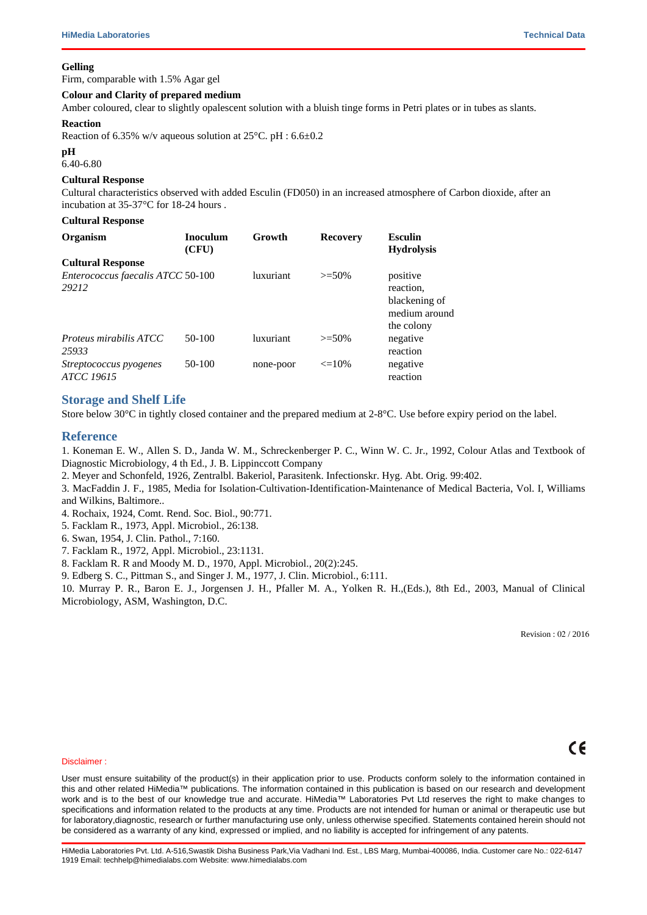**Gelling**

Firm, comparable with 1.5% Agar gel

**Colour and Clarity of prepared medium**

Amber coloured, clear to slightly opalescent solution with a bluish tinge forms in Petri plates or in tubes as slants.

**Reaction**

Reaction of 6.35% w/v aqueous solution at 25°C. pH : 6.6±0.2

**pH**

6.40-6.80

**Cultural Response**

Cultural characteristics observed with added Esculin (FD050) in an increased atmosphere of Carbon dioxide, after an incubation at 35-37°C for 18-24 hours .

**Cultural Response**

| Organism | Inoculum (CFU) | Growth | Recovery | Esculin Hydrolysis |
|---|---|---|---|---|
| **Cultural Response** | | | | |
| *Enterococcus faecalis ATCC 29212* | 50-100 | luxuriant | >=50% | positive reaction, blackening of medium around the colony |
| *Proteus mirabilis ATCC 25933* | 50-100 | luxuriant | >=50% | negative reaction |
| *Streptococcus pyogenes ATCC 19615* | 50-100 | none-poor | <=10% | negative reaction |

## Storage and Shelf Life

Store below 30°C in tightly closed container and the prepared medium at 2-8°C. Use before expiry period on the label.

## Reference

1. Koneman E. W., Allen S. D., Janda W. M., Schreckenberger P. C., Winn W. C. Jr., 1992, Colour Atlas and Textbook of Diagnostic Microbiology, 4 th Ed., J. B. Lippinccott Company
2. Meyer and Schonfeld, 1926, Zentralbl. Bakeriol, Parasitenk. Infectionskr. Hyg. Abt. Orig. 99:402.
3. MacFaddin J. F., 1985, Media for Isolation-Cultivation-Identification-Maintenance of Medical Bacteria, Vol. I, Williams and Wilkins, Baltimore..
4. Rochaix, 1924, Comt. Rend. Soc. Biol., 90:771.
5. Facklam R., 1973, Appl. Microbiol., 26:138.
6. Swan, 1954, J. Clin. Pathol., 7:160.
7. Facklam R., 1972, Appl. Microbiol., 23:1131.
8. Facklam R. R and Moody M. D., 1970, Appl. Microbiol., 20(2):245.
9. Edberg S. C., Pittman S., and Singer J. M., 1977, J. Clin. Microbiol., 6:111.
10. Murray P. R., Baron E. J., Jorgensen J. H., Pfaller M. A., Yolken R. H.,(Eds.), 8th Ed., 2003, Manual of Clinical Microbiology, ASM, Washington, D.C.

Revision : 02 / 2016

Disclaimer :

User must ensure suitability of the product(s) in their application prior to use. Products conform solely to the information contained in this and other related HiMedia™ publications. The information contained in this publication is based on our research and development work and is to the best of our knowledge true and accurate. HiMedia™ Laboratories Pvt Ltd reserves the right to make changes to specifications and information related to the products at any time. Products are not intended for human or animal or therapeutic use but for laboratory,diagnostic, research or further manufacturing use only, unless otherwise specified. Statements contained herein should not be considered as a warranty of any kind, expressed or implied, and no liability is accepted for infringement of any patents.

HiMedia Laboratories Pvt. Ltd. A-516,Swastik Disha Business Park,Via Vadhani Ind. Est., LBS Marg, Mumbai-400086, India. Customer care No.: 022-6147 1919 Email: techhelp@himedialabs.com Website: www.himedialabs.com